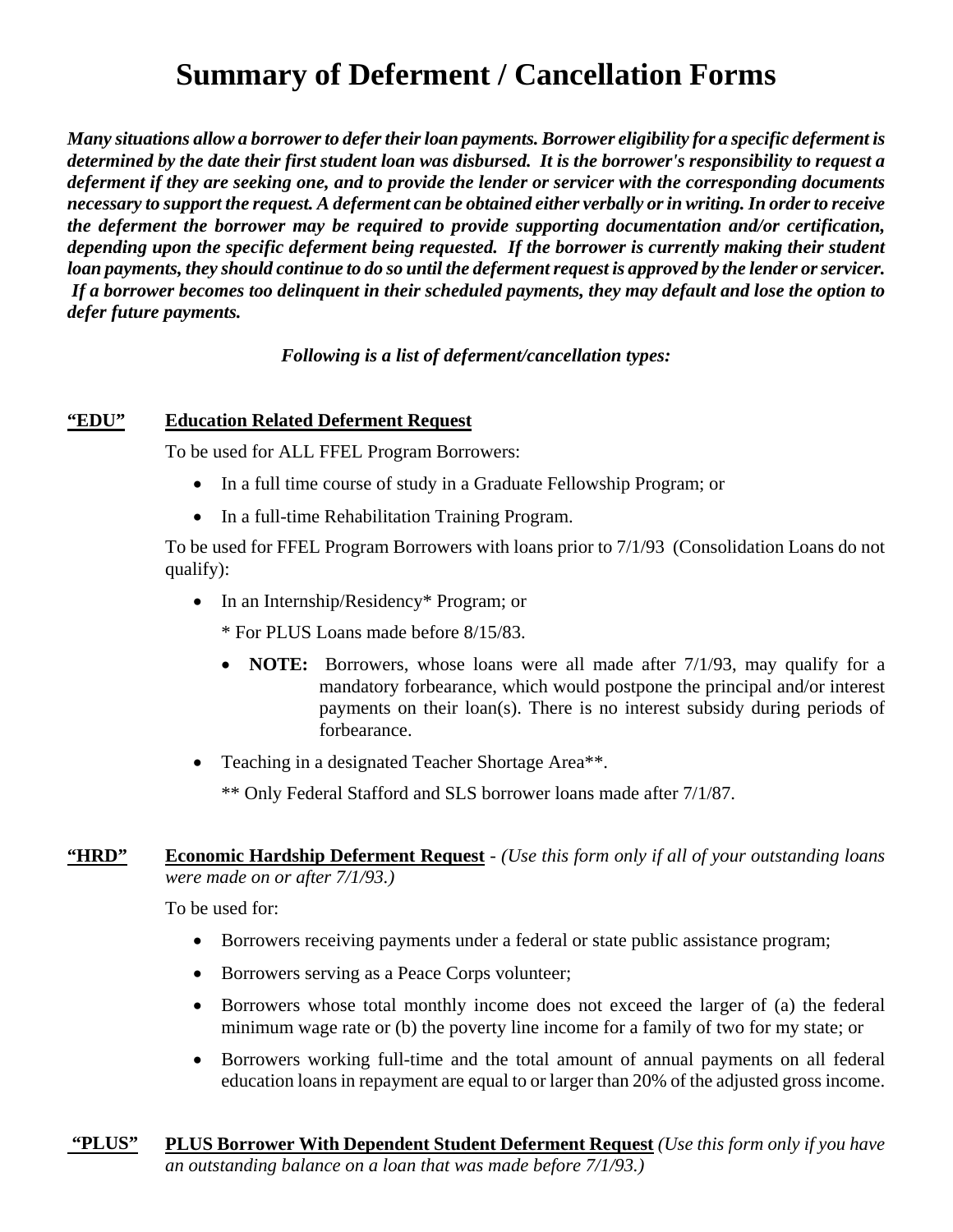# Summary of Deferment / Cancellation Forms

***Many situations allow a borrower to defer their loan payments. Borrower eligibility for a specific deferment is determined by the date their first student loan was disbursed. It is the borrower's responsibility to request a deferment if they are seeking one, and to provide the lender or servicer with the corresponding documents necessary to support the request. A deferment can be obtained either verbally or in writing. In order to receive the deferment the borrower may be required to provide supporting documentation and/or certification, depending upon the specific deferment being requested. If the borrower is currently making their student loan payments, they should continue to do so until the deferment request is approved by the lender or servicer. If a borrower becomes too delinquent in their scheduled payments, they may default and lose the option to defer future payments.***

***Following is a list of deferment/cancellation types:***

**"EDU"** **Education Related Deferment Request**

To be used for ALL FFEL Program Borrowers:

- In a full time course of study in a Graduate Fellowship Program; or
- In a full-time Rehabilitation Training Program.

To be used for FFEL Program Borrowers with loans prior to 7/1/93 (Consolidation Loans do not qualify):

- In an Internship/Residency* Program; or

  * For PLUS Loans made before 8/15/83.

  - **NOTE:** Borrowers, whose loans were all made after 7/1/93, may qualify for a mandatory forbearance, which would postpone the principal and/or interest payments on their loan(s). There is no interest subsidy during periods of forbearance.

- Teaching in a designated Teacher Shortage Area**.

  ** Only Federal Stafford and SLS borrower loans made after 7/1/87.

**"HRD"** **Economic Hardship Deferment Request** - *(Use this form only if all of your outstanding loans were made on or after 7/1/93.)*

To be used for:

- Borrowers receiving payments under a federal or state public assistance program;
- Borrowers serving as a Peace Corps volunteer;
- Borrowers whose total monthly income does not exceed the larger of (a) the federal minimum wage rate or (b) the poverty line income for a family of two for my state; or
- Borrowers working full-time and the total amount of annual payments on all federal education loans in repayment are equal to or larger than 20% of the adjusted gross income.

**"PLUS"** **PLUS Borrower With Dependent Student Deferment Request** *(Use this form only if you have an outstanding balance on a loan that was made before 7/1/93.)*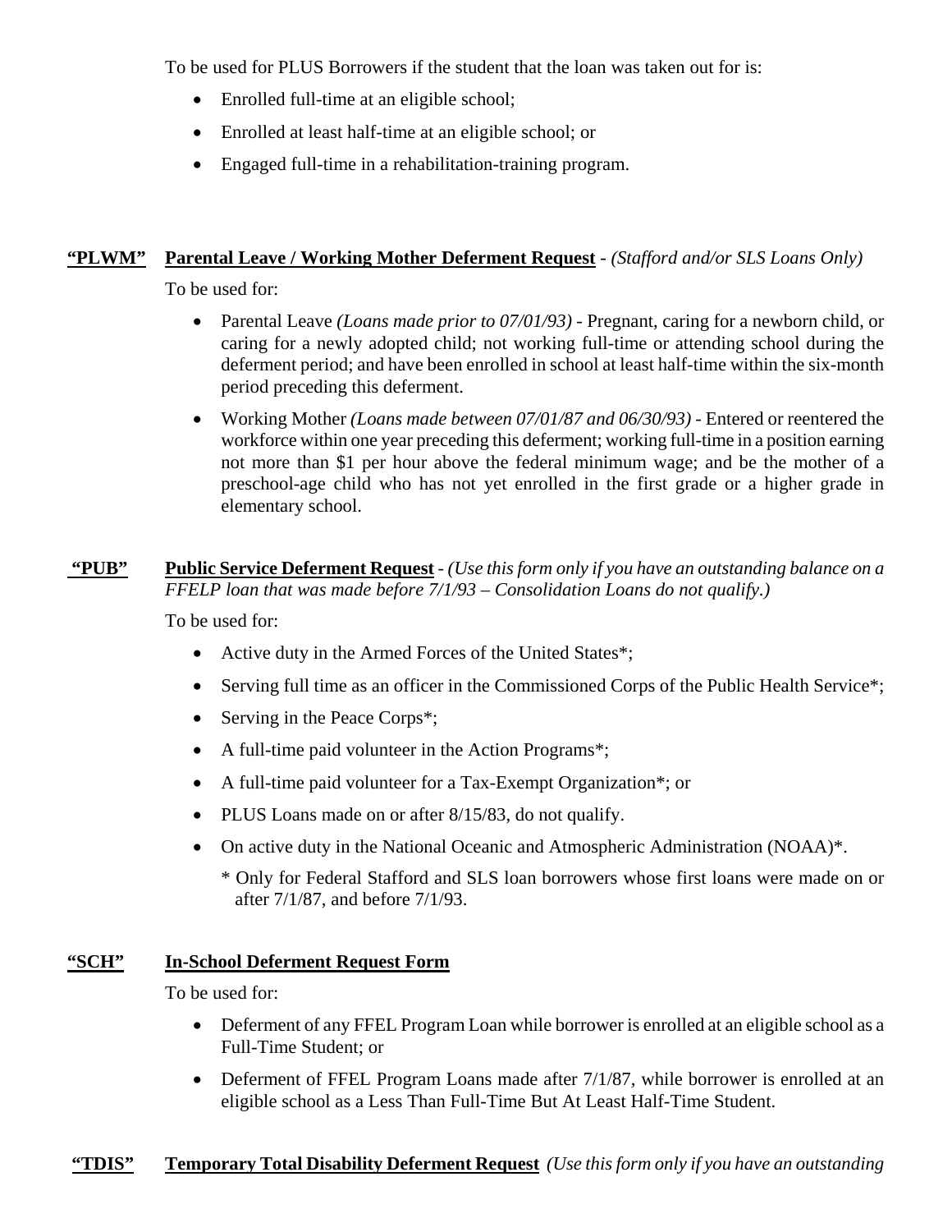To be used for PLUS Borrowers if the student that the loan was taken out for is:

- Enrolled full-time at an eligible school;
- Enrolled at least half-time at an eligible school; or
- Engaged full-time in a rehabilitation-training program.

**“PLWM”** **Parental Leave / Working Mother Deferment Request** - *(Stafford and/or SLS Loans Only)*

To be used for:

- Parental Leave *(Loans made prior to 07/01/93)* - Pregnant, caring for a newborn child, or caring for a newly adopted child; not working full-time or attending school during the deferment period; and have been enrolled in school at least half-time within the six-month period preceding this deferment.
- Working Mother *(Loans made between 07/01/87 and 06/30/93)* - Entered or reentered the workforce within one year preceding this deferment; working full-time in a position earning not more than $1 per hour above the federal minimum wage; and be the mother of a preschool-age child who has not yet enrolled in the first grade or a higher grade in elementary school.

**“PUB”** **Public Service Deferment Request** - *(Use this form only if you have an outstanding balance on a FFELP loan that was made before 7/1/93 – Consolidation Loans do not qualify.)*

To be used for:

- Active duty in the Armed Forces of the United States*;
- Serving full time as an officer in the Commissioned Corps of the Public Health Service*;
- Serving in the Peace Corps*;
- A full-time paid volunteer in the Action Programs*;
- A full-time paid volunteer for a Tax-Exempt Organization*; or
- PLUS Loans made on or after 8/15/83, do not qualify.
- On active duty in the National Oceanic and Atmospheric Administration (NOAA)*.

  \* Only for Federal Stafford and SLS loan borrowers whose first loans were made on or after 7/1/87, and before 7/1/93.

**“SCH”** **In-School Deferment Request Form**

To be used for:

- Deferment of any FFEL Program Loan while borrower is enrolled at an eligible school as a Full-Time Student; or
- Deferment of FFEL Program Loans made after 7/1/87, while borrower is enrolled at an eligible school as a Less Than Full-Time But At Least Half-Time Student.

**“TDIS”** **Temporary Total Disability Deferment Request** *(Use this form only if you have an outstanding*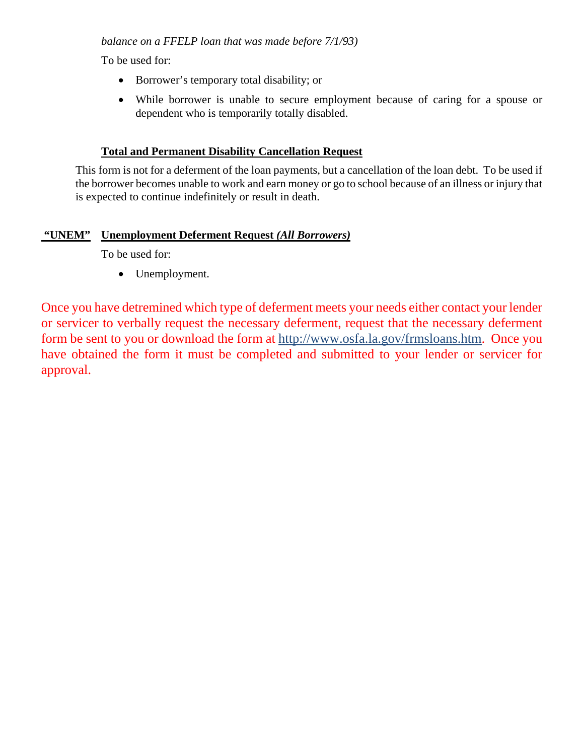*balance on a FFELP loan that was made before 7/1/93)*

To be used for:

- Borrower's temporary total disability; or
- While borrower is unable to secure employment because of caring for a spouse or dependent who is temporarily totally disabled.

**Total and Permanent Disability Cancellation Request**

This form is not for a deferment of the loan payments, but a cancellation of the loan debt. To be used if the borrower becomes unable to work and earn money or go to school because of an illness or injury that is expected to continue indefinitely or result in death.

**"UNEM" Unemployment Deferment Request *(All Borrowers)***

To be used for:

- Unemployment.

Once you have detremined which type of deferment meets your needs either contact your lender or servicer to verbally request the necessary deferment, request that the necessary deferment form be sent to you or download the form at http://www.osfa.la.gov/frmsloans.htm. Once you have obtained the form it must be completed and submitted to your lender or servicer for approval.